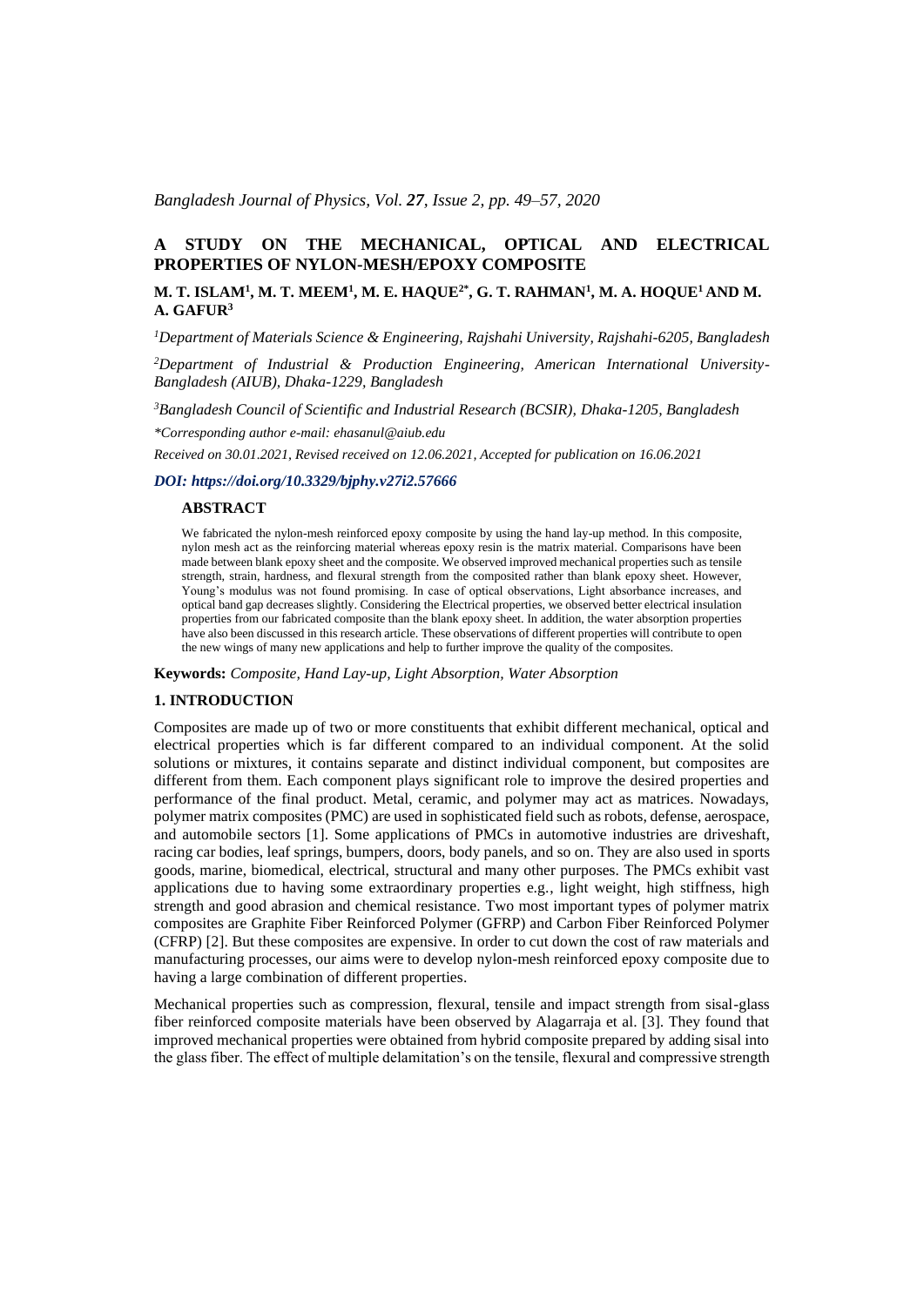# A STUDY ON THE MECHANICAL, OPTICAL AND ELECTRICAL PROPERTIES OF NYLON-MESH/EPOXY COMPOSITE

**M. T. ISLAM[1], M. T. MEEM[1], M. E. HAQUE[2*], G. T. RAHMAN[1], M. A. HOQUE[1] AND M. A. GAFUR[3]**

*[1]Department of Materials Science & Engineering, Rajshahi University, Rajshahi-6205, Bangladesh*

*[2]Department of Industrial & Production Engineering, American International University-Bangladesh (AIUB), Dhaka-1229, Bangladesh*

*[3]Bangladesh Council of Scientific and Industrial Research (BCSIR), Dhaka-1205, Bangladesh*

*\*Corresponding author e-mail: ehasanul@aiub.edu*

*Received on 30.01.2021, Revised received on 12.06.2021, Accepted for publication on 16.06.2021*

***DOI: https://doi.org/10.3329/bjphy.v27i2.57666***

## ABSTRACT

We fabricated the nylon-mesh reinforced epoxy composite by using the hand lay-up method. In this composite, nylon mesh act as the reinforcing material whereas epoxy resin is the matrix material. Comparisons have been made between blank epoxy sheet and the composite. We observed improved mechanical properties such as tensile strength, strain, hardness, and flexural strength from the composited rather than blank epoxy sheet. However, Young's modulus was not found promising. In case of optical observations, Light absorbance increases, and optical band gap decreases slightly. Considering the Electrical properties, we observed better electrical insulation properties from our fabricated composite than the blank epoxy sheet. In addition, the water absorption properties have also been discussed in this research article. These observations of different properties will contribute to open the new wings of many new applications and help to further improve the quality of the composites.

**Keywords:** *Composite, Hand Lay-up, Light Absorption, Water Absorption*

## 1. INTRODUCTION

Composites are made up of two or more constituents that exhibit different mechanical, optical and electrical properties which is far different compared to an individual component. At the solid solutions or mixtures, it contains separate and distinct individual component, but composites are different from them. Each component plays significant role to improve the desired properties and performance of the final product. Metal, ceramic, and polymer may act as matrices. Nowadays, polymer matrix composites (PMC) are used in sophisticated field such as robots, defense, aerospace, and automobile sectors [1]. Some applications of PMCs in automotive industries are driveshaft, racing car bodies, leaf springs, bumpers, doors, body panels, and so on. They are also used in sports goods, marine, biomedical, electrical, structural and many other purposes. The PMCs exhibit vast applications due to having some extraordinary properties e.g., light weight, high stiffness, high strength and good abrasion and chemical resistance. Two most important types of polymer matrix composites are Graphite Fiber Reinforced Polymer (GFRP) and Carbon Fiber Reinforced Polymer (CFRP) [2]. But these composites are expensive. In order to cut down the cost of raw materials and manufacturing processes, our aims were to develop nylon-mesh reinforced epoxy composite due to having a large combination of different properties.

Mechanical properties such as compression, flexural, tensile and impact strength from sisal-glass fiber reinforced composite materials have been observed by Alagarraja et al. [3]. They found that improved mechanical properties were obtained from hybrid composite prepared by adding sisal into the glass fiber. The effect of multiple delamitation's on the tensile, flexural and compressive strength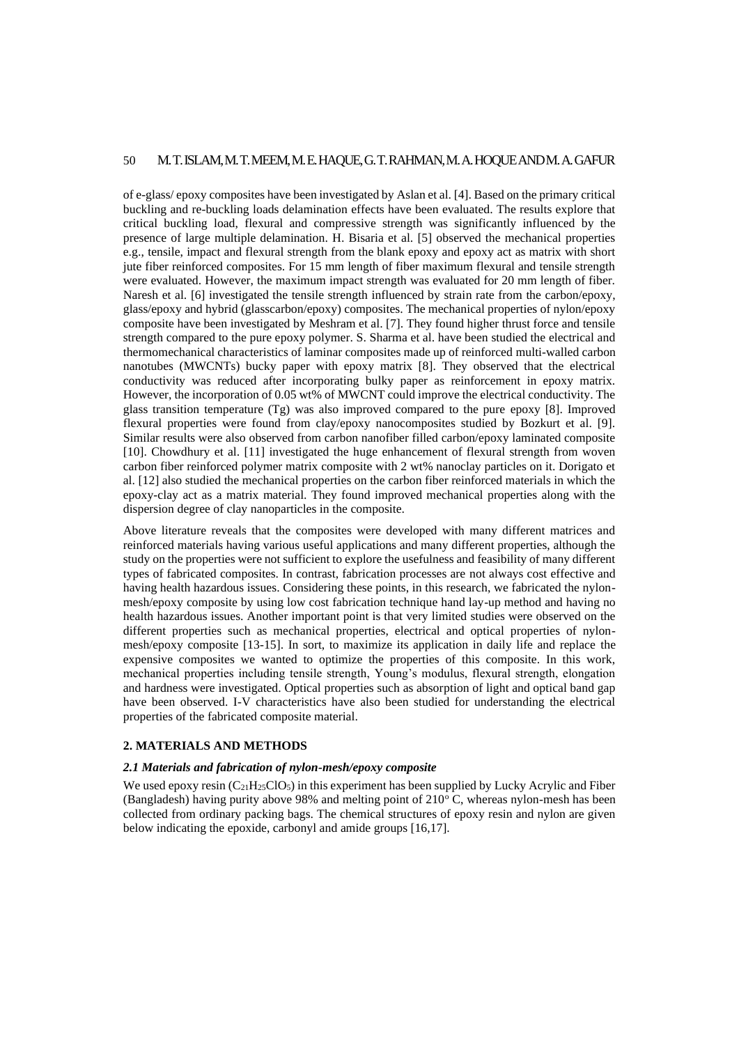of e-glass/ epoxy composites have been investigated by Aslan et al. [4]. Based on the primary critical buckling and re-buckling loads delamination effects have been evaluated. The results explore that critical buckling load, flexural and compressive strength was significantly influenced by the presence of large multiple delamination. H. Bisaria et al. [5] observed the mechanical properties e.g., tensile, impact and flexural strength from the blank epoxy and epoxy act as matrix with short jute fiber reinforced composites. For 15 mm length of fiber maximum flexural and tensile strength were evaluated. However, the maximum impact strength was evaluated for 20 mm length of fiber. Naresh et al. [6] investigated the tensile strength influenced by strain rate from the carbon/epoxy, glass/epoxy and hybrid (glasscarbon/epoxy) composites. The mechanical properties of nylon/epoxy composite have been investigated by Meshram et al. [7]. They found higher thrust force and tensile strength compared to the pure epoxy polymer. S. Sharma et al. have been studied the electrical and thermomechanical characteristics of laminar composites made up of reinforced multi-walled carbon nanotubes (MWCNTs) bucky paper with epoxy matrix [8]. They observed that the electrical conductivity was reduced after incorporating bulky paper as reinforcement in epoxy matrix. However, the incorporation of 0.05 wt% of MWCNT could improve the electrical conductivity. The glass transition temperature (Tg) was also improved compared to the pure epoxy [8]. Improved flexural properties were found from clay/epoxy nanocomposites studied by Bozkurt et al. [9]. Similar results were also observed from carbon nanofiber filled carbon/epoxy laminated composite [10]. Chowdhury et al. [11] investigated the huge enhancement of flexural strength from woven carbon fiber reinforced polymer matrix composite with 2 wt% nanoclay particles on it. Dorigato et al. [12] also studied the mechanical properties on the carbon fiber reinforced materials in which the epoxy-clay act as a matrix material. They found improved mechanical properties along with the dispersion degree of clay nanoparticles in the composite.

Above literature reveals that the composites were developed with many different matrices and reinforced materials having various useful applications and many different properties, although the study on the properties were not sufficient to explore the usefulness and feasibility of many different types of fabricated composites. In contrast, fabrication processes are not always cost effective and having health hazardous issues. Considering these points, in this research, we fabricated the nylon-mesh/epoxy composite by using low cost fabrication technique hand lay-up method and having no health hazardous issues. Another important point is that very limited studies were observed on the different properties such as mechanical properties, electrical and optical properties of nylon-mesh/epoxy composite [13-15]. In sort, to maximize its application in daily life and replace the expensive composites we wanted to optimize the properties of this composite. In this work, mechanical properties including tensile strength, Young's modulus, flexural strength, elongation and hardness were investigated. Optical properties such as absorption of light and optical band gap have been observed. I-V characteristics have also been studied for understanding the electrical properties of the fabricated composite material.

## 2. MATERIALS AND METHODS

### *2.1 Materials and fabrication of nylon-mesh/epoxy composite*

We used epoxy resin ($C_{21}H_{25}ClO_5$) in this experiment has been supplied by Lucky Acrylic and Fiber (Bangladesh) having purity above 98% and melting point of 210$^{o}$ C, whereas nylon-mesh has been collected from ordinary packing bags. The chemical structures of epoxy resin and nylon are given below indicating the epoxide, carbonyl and amide groups [16,17].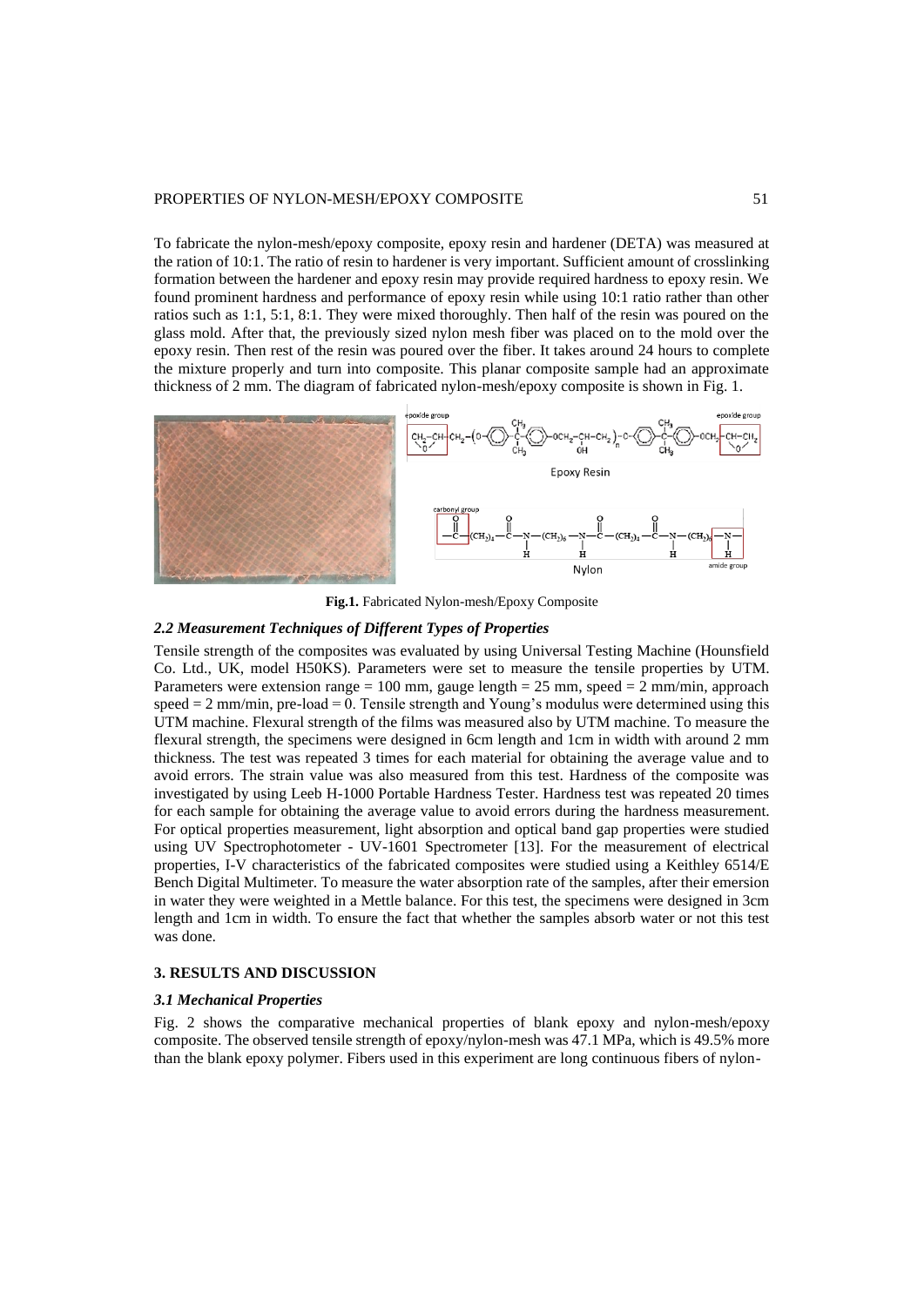To fabricate the nylon-mesh/epoxy composite, epoxy resin and hardener (DETA) was measured at the ration of 10:1. The ratio of resin to hardener is very important. Sufficient amount of crosslinking formation between the hardener and epoxy resin may provide required hardness to epoxy resin. We found prominent hardness and performance of epoxy resin while using 10:1 ratio rather than other ratios such as 1:1, 5:1, 8:1. They were mixed thoroughly. Then half of the resin was poured on the glass mold. After that, the previously sized nylon mesh fiber was placed on to the mold over the epoxy resin. Then rest of the resin was poured over the fiber. It takes around 24 hours to complete the mixture properly and turn into composite. This planar composite sample had an approximate thickness of 2 mm. The diagram of fabricated nylon-mesh/epoxy composite is shown in Fig. 1.

**Fig.1.** Fabricated Nylon-mesh/Epoxy Composite

### *2.2 Measurement Techniques of Different Types of Properties*

Tensile strength of the composites was evaluated by using Universal Testing Machine (Hounsfield Co. Ltd., UK, model H50KS). Parameters were set to measure the tensile properties by UTM. Parameters were extension range = 100 mm, gauge length = 25 mm, speed = 2 mm/min, approach speed = 2 mm/min, pre-load = 0. Tensile strength and Young's modulus were determined using this UTM machine. Flexural strength of the films was measured also by UTM machine. To measure the flexural strength, the specimens were designed in 6cm length and 1cm in width with around 2 mm thickness. The test was repeated 3 times for each material for obtaining the average value and to avoid errors. The strain value was also measured from this test. Hardness of the composite was investigated by using Leeb H-1000 Portable Hardness Tester. Hardness test was repeated 20 times for each sample for obtaining the average value to avoid errors during the hardness measurement. For optical properties measurement, light absorption and optical band gap properties were studied using UV Spectrophotometer - UV-1601 Spectrometer [13]. For the measurement of electrical properties, I-V characteristics of the fabricated composites were studied using a Keithley 6514/E Bench Digital Multimeter. To measure the water absorption rate of the samples, after their emersion in water they were weighted in a Mettle balance. For this test, the specimens were designed in 3cm length and 1cm in width. To ensure the fact that whether the samples absorb water or not this test was done.

## 3. RESULTS AND DISCUSSION

### *3.1 Mechanical Properties*

Fig. 2 shows the comparative mechanical properties of blank epoxy and nylon-mesh/epoxy composite. The observed tensile strength of epoxy/nylon-mesh was 47.1 MPa, which is 49.5% more than the blank epoxy polymer. Fibers used in this experiment are long continuous fibers of nylon-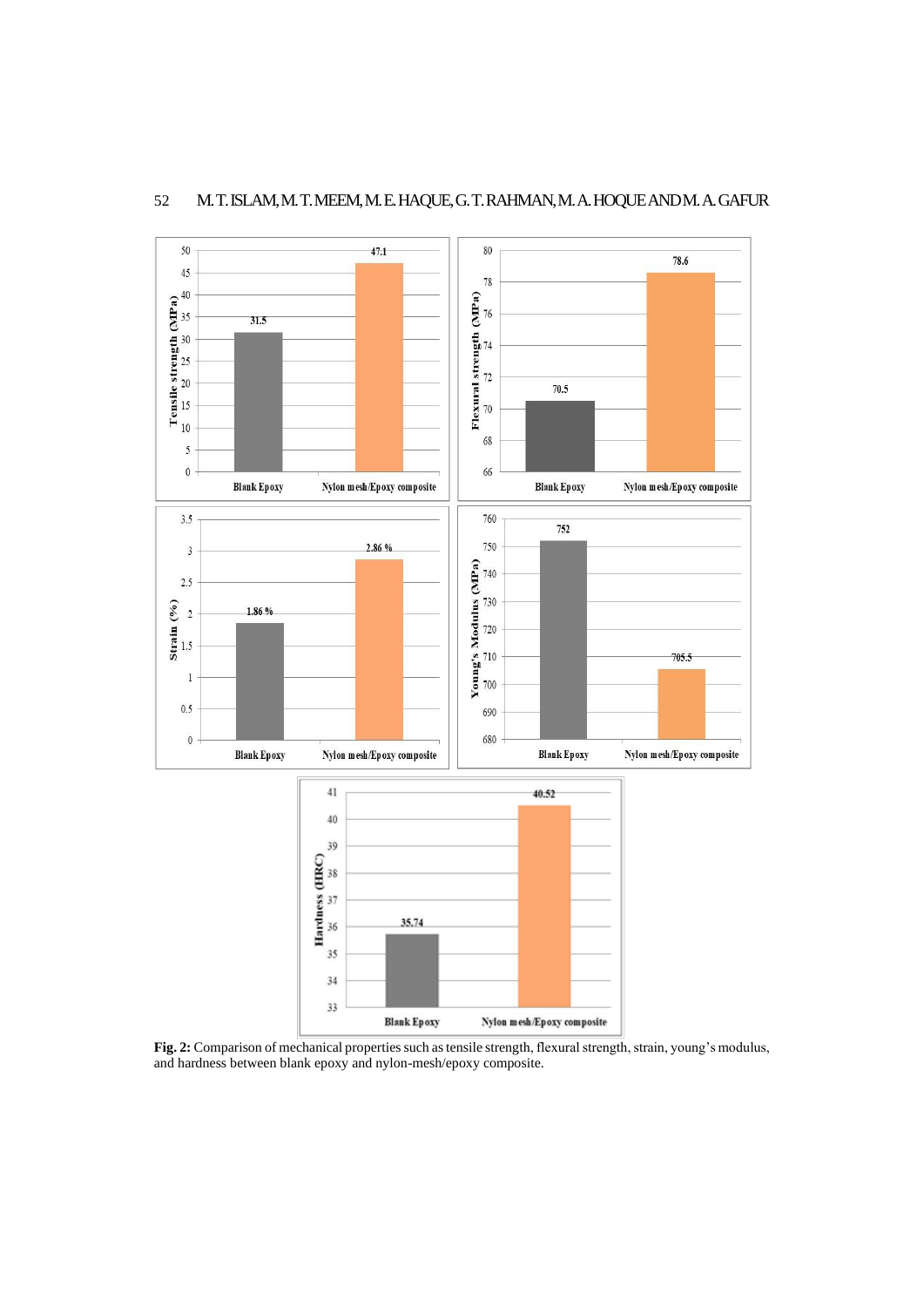**Fig. 2:** Comparison of mechanical properties such as tensile strength, flexural strength, strain, young's modulus, and hardness between blank epoxy and nylon-mesh/epoxy composite.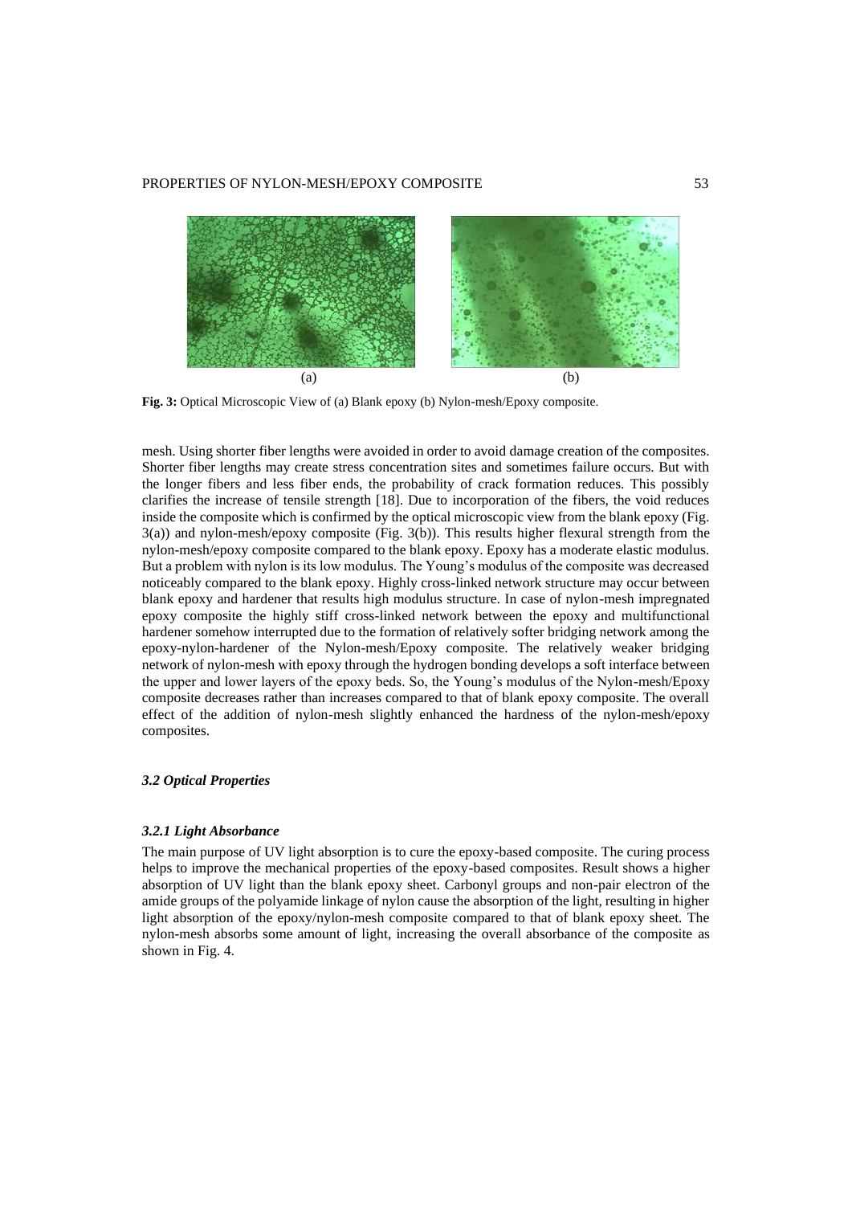(a) (b)

**Fig. 3:** Optical Microscopic View of (a) Blank epoxy (b) Nylon-mesh/Epoxy composite.

mesh. Using shorter fiber lengths were avoided in order to avoid damage creation of the composites. Shorter fiber lengths may create stress concentration sites and sometimes failure occurs. But with the longer fibers and less fiber ends, the probability of crack formation reduces. This possibly clarifies the increase of tensile strength [18]. Due to incorporation of the fibers, the void reduces inside the composite which is confirmed by the optical microscopic view from the blank epoxy (Fig. 3(a)) and nylon-mesh/epoxy composite (Fig. 3(b)). This results higher flexural strength from the nylon-mesh/epoxy composite compared to the blank epoxy. Epoxy has a moderate elastic modulus. But a problem with nylon is its low modulus. The Young's modulus of the composite was decreased noticeably compared to the blank epoxy. Highly cross-linked network structure may occur between blank epoxy and hardener that results high modulus structure. In case of nylon-mesh impregnated epoxy composite the highly stiff cross-linked network between the epoxy and multifunctional hardener somehow interrupted due to the formation of relatively softer bridging network among the epoxy-nylon-hardener of the Nylon-mesh/Epoxy composite. The relatively weaker bridging network of nylon-mesh with epoxy through the hydrogen bonding develops a soft interface between the upper and lower layers of the epoxy beds. So, the Young's modulus of the Nylon-mesh/Epoxy composite decreases rather than increases compared to that of blank epoxy composite. The overall effect of the addition of nylon-mesh slightly enhanced the hardness of the nylon-mesh/epoxy composites.

### *3.2 Optical Properties*

#### *3.2.1 Light Absorbance*

The main purpose of UV light absorption is to cure the epoxy-based composite. The curing process helps to improve the mechanical properties of the epoxy-based composites. Result shows a higher absorption of UV light than the blank epoxy sheet. Carbonyl groups and non-pair electron of the amide groups of the polyamide linkage of nylon cause the absorption of the light, resulting in higher light absorption of the epoxy/nylon-mesh composite compared to that of blank epoxy sheet. The nylon-mesh absorbs some amount of light, increasing the overall absorbance of the composite as shown in Fig. 4.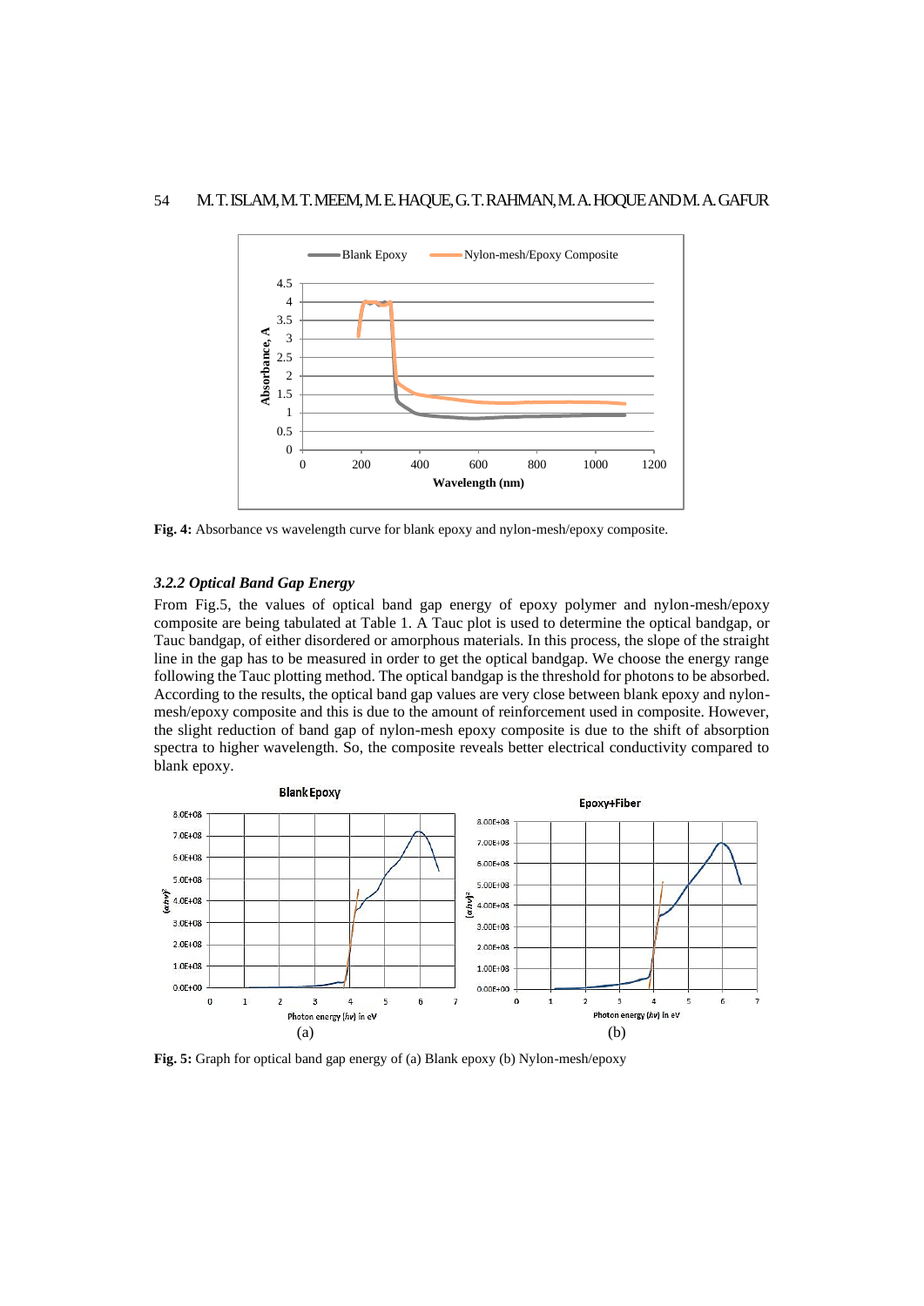Fig. 4: Absorbance vs wavelength curve for blank epoxy and nylon-mesh/epoxy composite.

### 3.2.2 Optical Band Gap Energy

From Fig.5, the values of optical band gap energy of epoxy polymer and nylon-mesh/epoxy composite are being tabulated at Table 1. A Tauc plot is used to determine the optical bandgap, or Tauc bandgap, of either disordered or amorphous materials. In this process, the slope of the straight line in the gap has to be measured in order to get the optical bandgap. We choose the energy range following the Tauc plotting method. The optical bandgap is the threshold for photons to be absorbed. According to the results, the optical band gap values are very close between blank epoxy and nylon-mesh/epoxy composite and this is due to the amount of reinforcement used in composite. However, the slight reduction of band gap of nylon-mesh epoxy composite is due to the shift of absorption spectra to higher wavelength. So, the composite reveals better electrical conductivity compared to blank epoxy.

Fig. 5: Graph for optical band gap energy of (a) Blank epoxy (b) Nylon-mesh/epoxy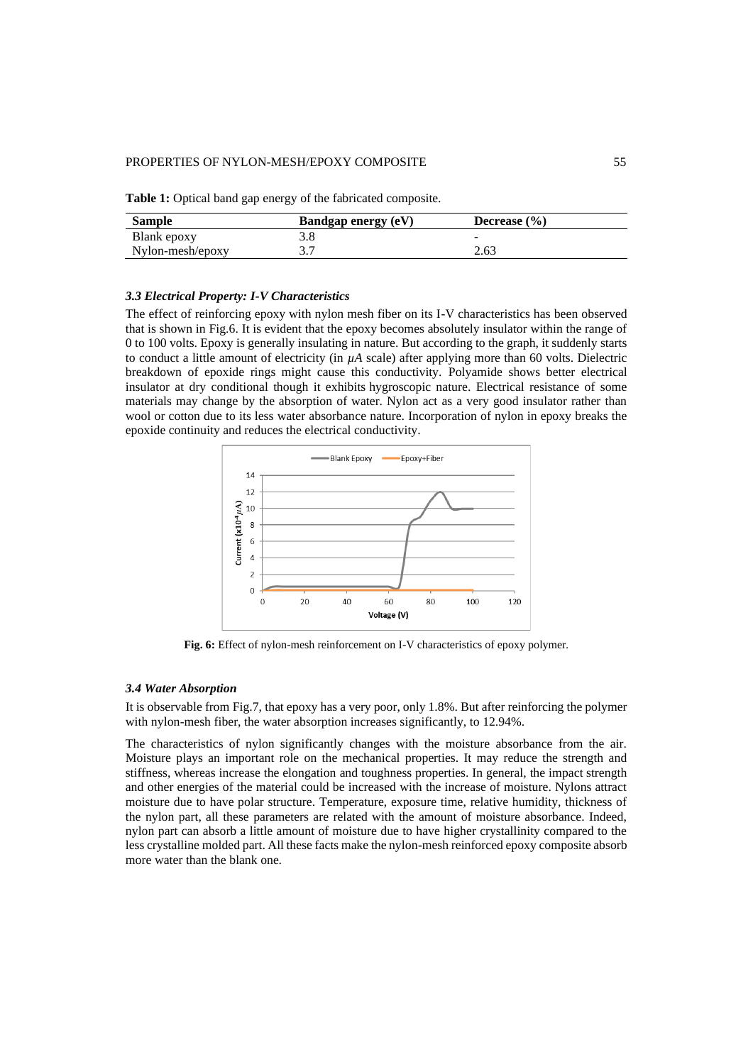**Table 1:** Optical band gap energy of the fabricated composite.

| Sample | Bandgap energy (eV) | Decrease (%) |
|---|---|---|
| Blank epoxy | 3.8 | - |
| Nylon-mesh/epoxy | 3.7 | 2.63 |

### *3.3 Electrical Property: I-V Characteristics*

The effect of reinforcing epoxy with nylon mesh fiber on its I-V characteristics has been observed that is shown in Fig.6. It is evident that the epoxy becomes absolutely insulator within the range of 0 to 100 volts. Epoxy is generally insulating in nature. But according to the graph, it suddenly starts to conduct a little amount of electricity (in $\mu A$ scale) after applying more than 60 volts. Dielectric breakdown of epoxide rings might cause this conductivity. Polyamide shows better electrical insulator at dry conditional though it exhibits hygroscopic nature. Electrical resistance of some materials may change by the absorption of water. Nylon act as a very good insulator rather than wool or cotton due to its less water absorbance nature. Incorporation of nylon in epoxy breaks the epoxide continuity and reduces the electrical conductivity.

**Fig. 6:** Effect of nylon-mesh reinforcement on I-V characteristics of epoxy polymer.

### *3.4 Water Absorption*

It is observable from Fig.7, that epoxy has a very poor, only 1.8%. But after reinforcing the polymer with nylon-mesh fiber, the water absorption increases significantly, to 12.94%.

The characteristics of nylon significantly changes with the moisture absorbance from the air. Moisture plays an important role on the mechanical properties. It may reduce the strength and stiffness, whereas increase the elongation and toughness properties. In general, the impact strength and other energies of the material could be increased with the increase of moisture. Nylons attract moisture due to have polar structure. Temperature, exposure time, relative humidity, thickness of the nylon part, all these parameters are related with the amount of moisture absorbance. Indeed, nylon part can absorb a little amount of moisture due to have higher crystallinity compared to the less crystalline molded part. All these facts make the nylon-mesh reinforced epoxy composite absorb more water than the blank one.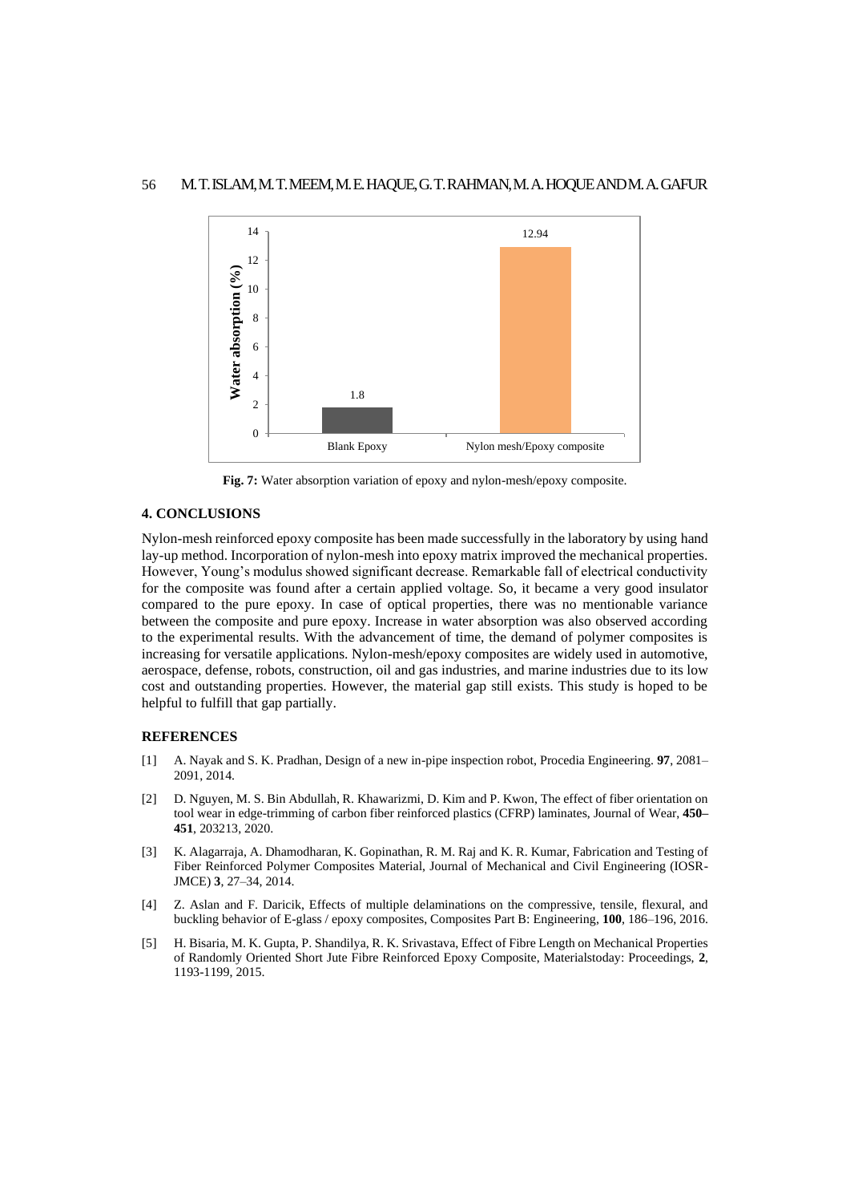**Fig. 7:** Water absorption variation of epoxy and nylon-mesh/epoxy composite.

## 4. CONCLUSIONS

Nylon-mesh reinforced epoxy composite has been made successfully in the laboratory by using hand lay-up method. Incorporation of nylon-mesh into epoxy matrix improved the mechanical properties. However, Young's modulus showed significant decrease. Remarkable fall of electrical conductivity for the composite was found after a certain applied voltage. So, it became a very good insulator compared to the pure epoxy. In case of optical properties, there was no mentionable variance between the composite and pure epoxy. Increase in water absorption was also observed according to the experimental results. With the advancement of time, the demand of polymer composites is increasing for versatile applications. Nylon-mesh/epoxy composites are widely used in automotive, aerospace, defense, robots, construction, oil and gas industries, and marine industries due to its low cost and outstanding properties. However, the material gap still exists. This study is hoped to be helpful to fulfill that gap partially.

## REFERENCES

[1] A. Nayak and S. K. Pradhan, Design of a new in-pipe inspection robot, Procedia Engineering. **97**, 2081–2091, 2014.

[2] D. Nguyen, M. S. Bin Abdullah, R. Khawarizmi, D. Kim and P. Kwon, The effect of fiber orientation on tool wear in edge-trimming of carbon fiber reinforced plastics (CFRP) laminates, Journal of Wear, **450–451**, 203213, 2020.

[3] K. Alagarraja, A. Dhamodharan, K. Gopinathan, R. M. Raj and K. R. Kumar, Fabrication and Testing of Fiber Reinforced Polymer Composites Material, Journal of Mechanical and Civil Engineering (IOSR-JMCE) **3**, 27–34, 2014.

[4] Z. Aslan and F. Daricik, Effects of multiple delaminations on the compressive, tensile, flexural, and buckling behavior of E-glass / epoxy composites, Composites Part B: Engineering, **100**, 186–196, 2016.

[5] H. Bisaria, M. K. Gupta, P. Shandilya, R. K. Srivastava, Effect of Fibre Length on Mechanical Properties of Randomly Oriented Short Jute Fibre Reinforced Epoxy Composite, Materialstoday: Proceedings, **2**, 1193-1199, 2015.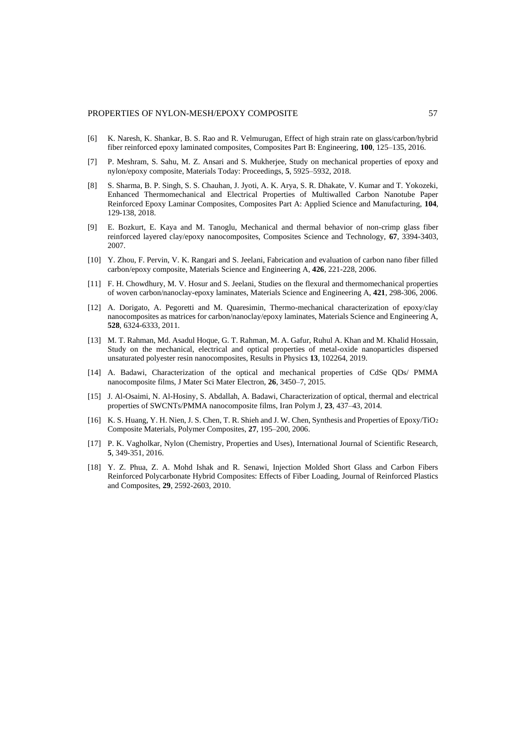[6] K. Naresh, K. Shankar, B. S. Rao and R. Velmurugan, Effect of high strain rate on glass/carbon/hybrid fiber reinforced epoxy laminated composites, Composites Part B: Engineering, **100**, 125–135, 2016.

[7] P. Meshram, S. Sahu, M. Z. Ansari and S. Mukherjee, Study on mechanical properties of epoxy and nylon/epoxy composite, Materials Today: Proceedings, **5**, 5925–5932, 2018.

[8] S. Sharma, B. P. Singh, S. S. Chauhan, J. Jyoti, A. K. Arya, S. R. Dhakate, V. Kumar and T. Yokozeki, Enhanced Thermomechanical and Electrical Properties of Multiwalled Carbon Nanotube Paper Reinforced Epoxy Laminar Composites, Composites Part A: Applied Science and Manufacturing, **104**, 129-138, 2018.

[9] E. Bozkurt, E. Kaya and M. Tanoglu, Mechanical and thermal behavior of non-crimp glass fiber reinforced layered clay/epoxy nanocomposites, Composites Science and Technology, **67**, 3394-3403, 2007.

[10] Y. Zhou, F. Pervin, V. K. Rangari and S. Jeelani, Fabrication and evaluation of carbon nano fiber filled carbon/epoxy composite, Materials Science and Engineering A, **426**, 221-228, 2006.

[11] F. H. Chowdhury, M. V. Hosur and S. Jeelani, Studies on the flexural and thermomechanical properties of woven carbon/nanoclay-epoxy laminates, Materials Science and Engineering A, **421**, 298-306, 2006.

[12] A. Dorigato, A. Pegoretti and M. Quaresimin, Thermo-mechanical characterization of epoxy/clay nanocomposites as matrices for carbon/nanoclay/epoxy laminates, Materials Science and Engineering A, **528**, 6324-6333, 2011.

[13] M. T. Rahman, Md. Asadul Hoque, G. T. Rahman, M. A. Gafur, Ruhul A. Khan and M. Khalid Hossain, Study on the mechanical, electrical and optical properties of metal-oxide nanoparticles dispersed unsaturated polyester resin nanocomposites, Results in Physics **13**, 102264, 2019.

[14] A. Badawi, Characterization of the optical and mechanical properties of CdSe QDs/ PMMA nanocomposite films, J Mater Sci Mater Electron, **26**, 3450–7, 2015.

[15] J. Al-Osaimi, N. Al-Hosiny, S. Abdallah, A. Badawi, Characterization of optical, thermal and electrical properties of SWCNTs/PMMA nanocomposite films, Iran Polym J, **23**, 437–43, 2014.

[16] K. S. Huang, Y. H. Nien, J. S. Chen, T. R. Shieh and J. W. Chen, Synthesis and Properties of Epoxy/$TiO_2$ Composite Materials, Polymer Composites, **27**, 195–200, 2006.

[17] P. K. Vagholkar, Nylon (Chemistry, Properties and Uses), International Journal of Scientific Research, **5**, 349-351, 2016.

[18] Y. Z. Phua, Z. A. Mohd Ishak and R. Senawi, Injection Molded Short Glass and Carbon Fibers Reinforced Polycarbonate Hybrid Composites: Effects of Fiber Loading, Journal of Reinforced Plastics and Composites, **29**, 2592-2603, 2010.